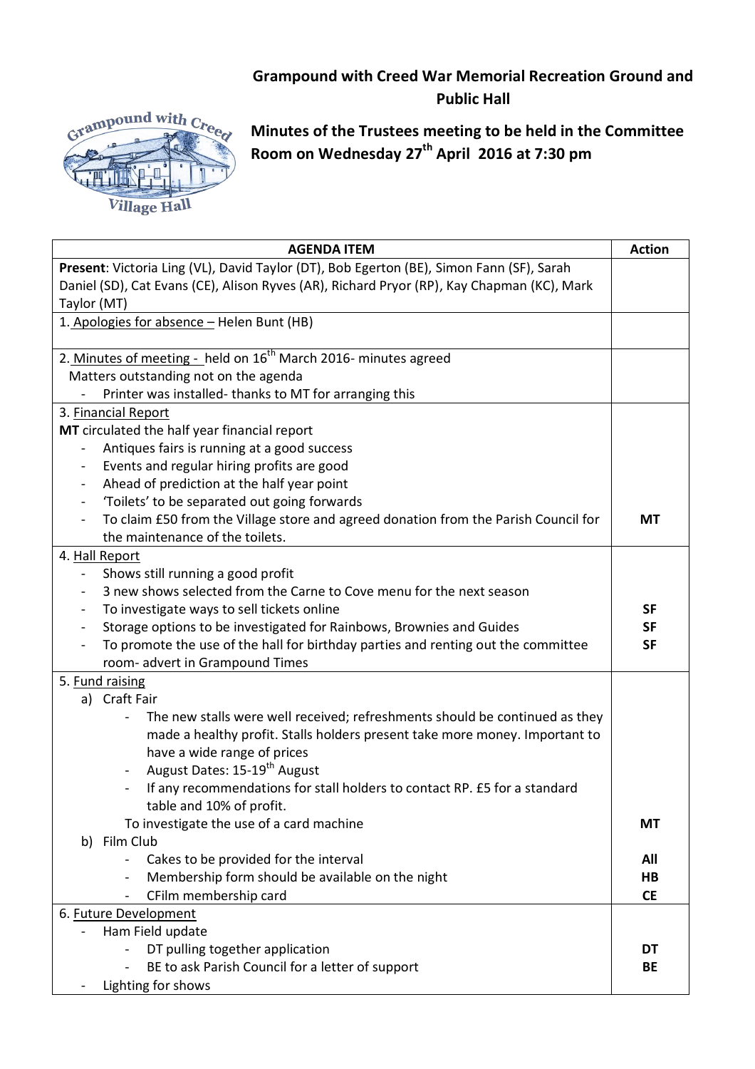## Grampound with Creed War Memorial Recreation Ground and Public Hall

## Minutes of the Trustees meeting to be held in the Committee Room on Wednesday 27th April 2016 at 7:30 pm

| AGENDA ITEM | Action |
|---|---|
| **Present**: Victoria Ling (VL), David Taylor (DT), Bob Egerton (BE), Simon Fann (SF), Sarah Daniel (SD), Cat Evans (CE), Alison Ryves (AR), Richard Pryor (RP), Kay Chapman (KC), Mark Taylor (MT) | |
| 1. Apologies for absence – Helen Bunt (HB) | |
| 2. Minutes of meeting - held on 16th March 2016- minutes agreed<br>Matters outstanding not on the agenda<br>- Printer was installed- thanks to MT for arranging this | |
| 3. Financial Report<br>**MT** circulated the half year financial report<br>- Antiques fairs is running at a good success<br>- Events and regular hiring profits are good<br>- Ahead of prediction at the half year point<br>- 'Toilets' to be separated out going forwards<br>- To claim £50 from the Village store and agreed donation from the Parish Council for the maintenance of the toilets. | <br><br><br><br><br><br>**MT** |
| 4. Hall Report<br>- Shows still running a good profit<br>- 3 new shows selected from the Carne to Cove menu for the next season<br>- To investigate ways to sell tickets online<br>- Storage options to be investigated for Rainbows, Brownies and Guides<br>- To promote the use of the hall for birthday parties and renting out the committee room- advert in Grampound Times | <br><br><br>**SF**<br>**SF**<br>**SF** |
| 5. Fund raising<br>a) Craft Fair<br>- The new stalls were well received; refreshments should be continued as they made a healthy profit. Stalls holders present take more money. Important to have a wide range of prices<br>- August Dates: 15-19th August<br>- If any recommendations for stall holders to contact RP. £5 for a standard table and 10% of profit.<br>To investigate the use of a card machine<br>b) Film Club<br>- Cakes to be provided for the interval<br>- Membership form should be available on the night<br>- CFilm membership card | <br><br><br><br><br><br>**MT**<br><br>**All**<br>**HB**<br>**CE** |
| 6. Future Development<br>- Ham Field update<br>- DT pulling together application<br>- BE to ask Parish Council for a letter of support<br>- Lighting for shows | <br><br>**DT**<br>**BE** |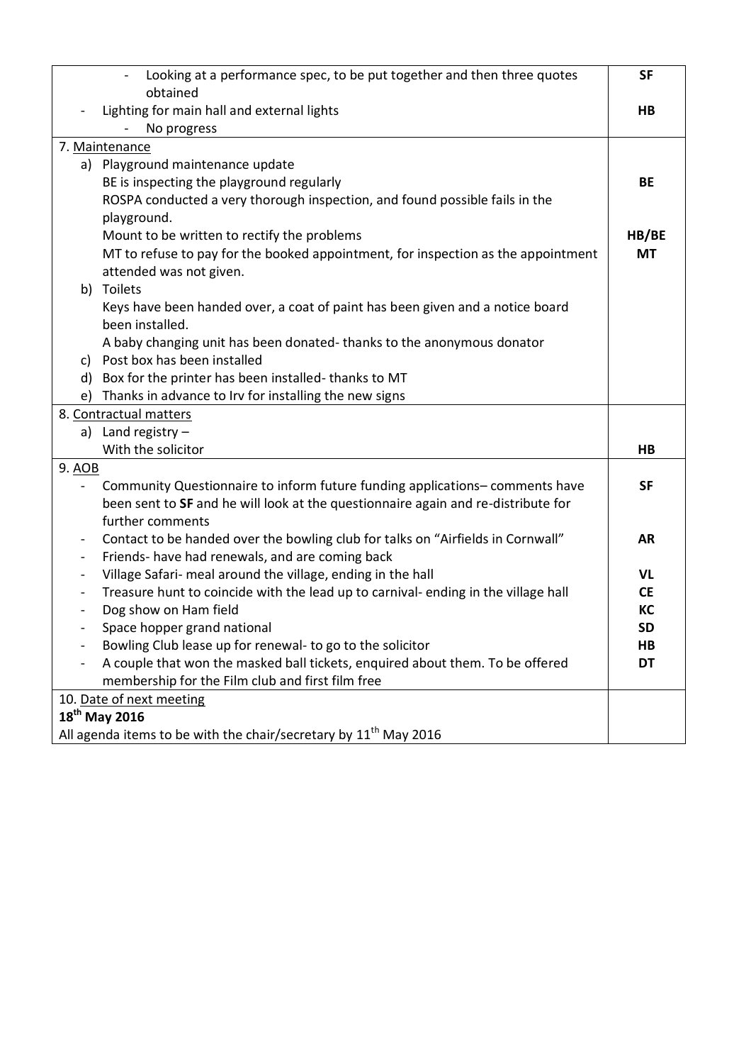| | |
|---|---|
| - Looking at a performance spec, to be put together and then three quotes obtained | **SF** |
| - Lighting for main hall and external lights<br>  - No progress | **HB** |
| 7. <u>Maintenance</u> | |
| a) Playground maintenance update | |
| BE is inspecting the playground regularly | **BE** |
| ROSPA conducted a very thorough inspection, and found possible fails in the playground. | |
| Mount to be written to rectify the problems | **HB/BE** |
| MT to refuse to pay for the booked appointment, for inspection as the appointment attended was not given. | **MT** |
| b) Toilets | |
| Keys have been handed over, a coat of paint has been given and a notice board been installed. | |
| A baby changing unit has been donated- thanks to the anonymous donator | |
| c) Post box has been installed | |
| d) Box for the printer has been installed- thanks to MT | |
| e) Thanks in advance to Irv for installing the new signs | |
| 8. <u>Contractual matters</u> | |
| a) Land registry – With the solicitor | **HB** |
| 9. <u>AOB</u> | |
| - Community Questionnaire to inform future funding applications– comments have been sent to **SF** and he will look at the questionnaire again and re-distribute for further comments | **SF** |
| - Contact to be handed over the bowling club for talks on "Airfields in Cornwall" | **AR** |
| - Friends- have had renewals, and are coming back | |
| - Village Safari- meal around the village, ending in the hall | **VL** |
| - Treasure hunt to coincide with the lead up to carnival- ending in the village hall | **CE** |
| - Dog show on Ham field | **KC** |
| - Space hopper grand national | **SD** |
| - Bowling Club lease up for renewal- to go to the solicitor | **HB** |
| - A couple that won the masked ball tickets, enquired about them. To be offered membership for the Film club and first film free | **DT** |
| 10. <u>Date of next meeting</u><br>**18th May 2016**<br>All agenda items to be with the chair/secretary by 11th May 2016 | |